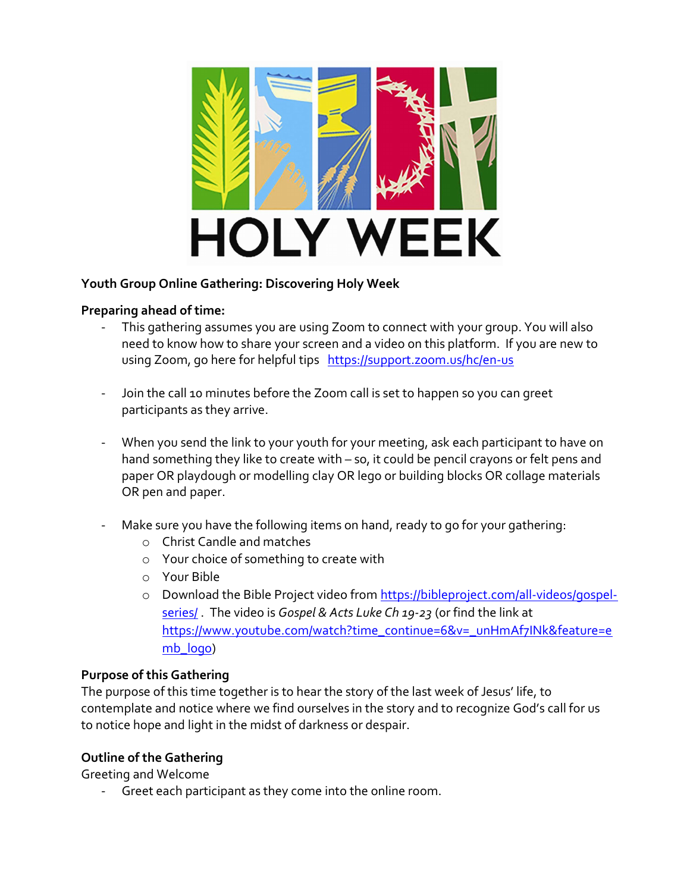HOLY WEEK

**Youth Group Online Gathering: Discovering Holy Week**

**Preparing ahead of time:**

- This gathering assumes you are using Zoom to connect with your group. You will also need to know how to share your screen and a video on this platform. If you are new to using Zoom, go here for helpful tips https://support.zoom.us/hc/en-us

- Join the call 10 minutes before the Zoom call is set to happen so you can greet participants as they arrive.

- When you send the link to your youth for your meeting, ask each participant to have on hand something they like to create with – so, it could be pencil crayons or felt pens and paper OR playdough or modelling clay OR lego or building blocks OR collage materials OR pen and paper.

- Make sure you have the following items on hand, ready to go for your gathering:
  - Christ Candle and matches
  - Your choice of something to create with
  - Your Bible
  - Download the Bible Project video from https://bibleproject.com/all-videos/gospel-series/ . The video is *Gospel & Acts Luke Ch 19-23* (or find the link at https://www.youtube.com/watch?time_continue=6&v=_unHmAf7INk&feature=emb_logo)

**Purpose of this Gathering**

The purpose of this time together is to hear the story of the last week of Jesus' life, to contemplate and notice where we find ourselves in the story and to recognize God's call for us to notice hope and light in the midst of darkness or despair.

**Outline of the Gathering**

Greeting and Welcome

- Greet each participant as they come into the online room.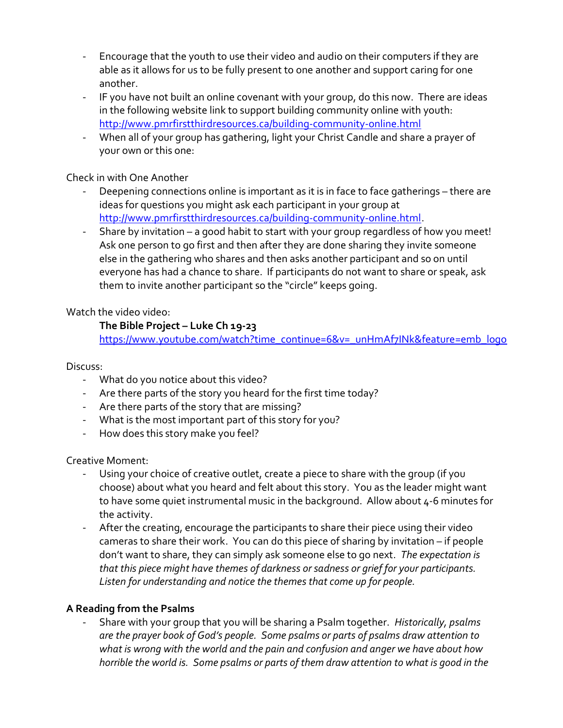- Encourage that the youth to use their video and audio on their computers if they are able as it allows for us to be fully present to one another and support caring for one another.
- IF you have not built an online covenant with your group, do this now. There are ideas in the following website link to support building community online with youth: [http://www.pmrfirstthirdresources.ca/building-community-online.html](http://www.pmrfirstthirdresources.ca/building-community-online.html)
- When all of your group has gathering, light your Christ Candle and share a prayer of your own or this one:

Check in with One Another

- Deepening connections online is important as it is in face to face gatherings – there are ideas for questions you might ask each participant in your group at [http://www.pmrfirstthirdresources.ca/building-community-online.html](http://www.pmrfirstthirdresources.ca/building-community-online.html).
- Share by invitation – a good habit to start with your group regardless of how you meet! Ask one person to go first and then after they are done sharing they invite someone else in the gathering who shares and then asks another participant and so on until everyone has had a chance to share. If participants do not want to share or speak, ask them to invite another participant so the "circle" keeps going.

Watch the video video:

**The Bible Project – Luke Ch 19-23**
[https://www.youtube.com/watch?time_continue=6&v=_unHmAf7INk&feature=emb_logo](https://www.youtube.com/watch?time_continue=6&v=_unHmAf7INk&feature=emb_logo)

Discuss:

- What do you notice about this video?
- Are there parts of the story you heard for the first time today?
- Are there parts of the story that are missing?
- What is the most important part of this story for you?
- How does this story make you feel?

Creative Moment:

- Using your choice of creative outlet, create a piece to share with the group (if you choose) about what you heard and felt about this story. You as the leader might want to have some quiet instrumental music in the background. Allow about 4-6 minutes for the activity.
- After the creating, encourage the participants to share their piece using their video cameras to share their work. You can do this piece of sharing by invitation – if people don't want to share, they can simply ask someone else to go next. *The expectation is that this piece might have themes of darkness or sadness or grief for your participants. Listen for understanding and notice the themes that come up for people.*

**A Reading from the Psalms**

- Share with your group that you will be sharing a Psalm together. *Historically, psalms are the prayer book of God's people. Some psalms or parts of psalms draw attention to what is wrong with the world and the pain and confusion and anger we have about how horrible the world is. Some psalms or parts of them draw attention to what is good in the*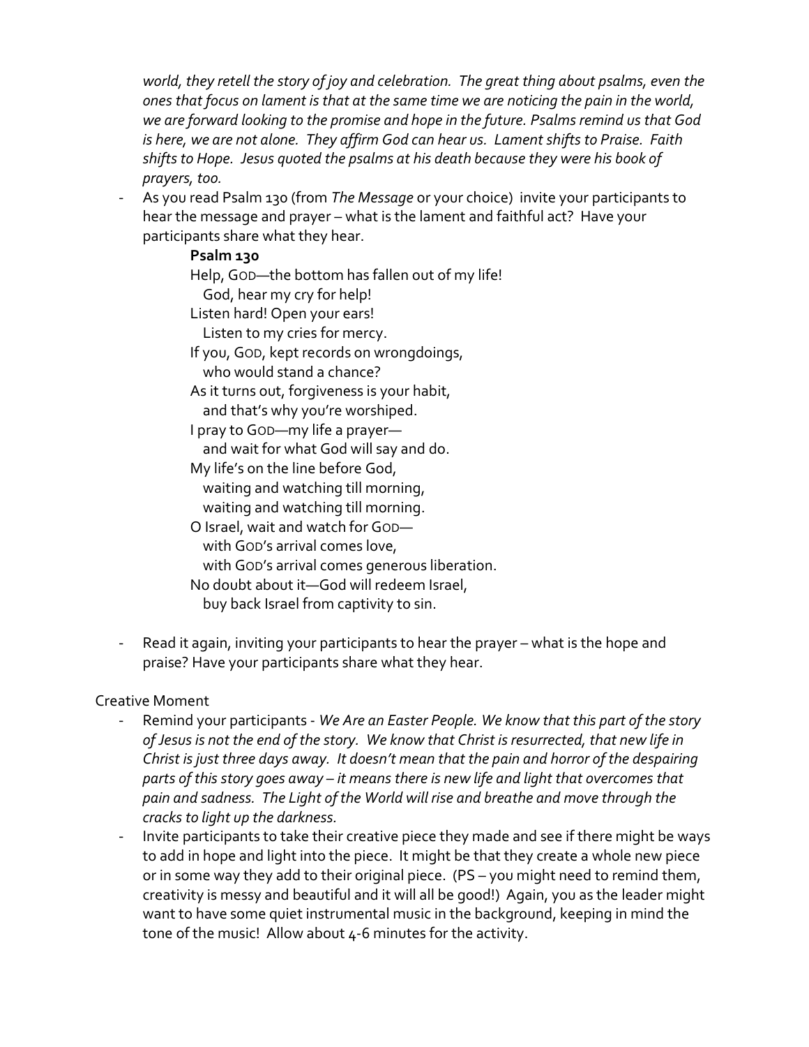*world, they retell the story of joy and celebration. The great thing about psalms, even the ones that focus on lament is that at the same time we are noticing the pain in the world, we are forward looking to the promise and hope in the future. Psalms remind us that God is here, we are not alone. They affirm God can hear us. Lament shifts to Praise. Faith shifts to Hope. Jesus quoted the psalms at his death because they were his book of prayers, too.*

- As you read Psalm 130 (from *The Message* or your choice) invite your participants to hear the message and prayer – what is the lament and faithful act? Have your participants share what they hear.

  **Psalm 130**

  Help, GOD—the bottom has fallen out of my life!
  God, hear my cry for help!
  Listen hard! Open your ears!
  Listen to my cries for mercy.
  If you, GOD, kept records on wrongdoings,
  who would stand a chance?
  As it turns out, forgiveness is your habit,
  and that's why you're worshiped.
  I pray to GOD—my life a prayer—
  and wait for what God will say and do.
  My life's on the line before God,
  waiting and watching till morning,
  waiting and watching till morning.
  O Israel, wait and watch for GOD—
  with GOD's arrival comes love,
  with GOD's arrival comes generous liberation.
  No doubt about it—God will redeem Israel,
  buy back Israel from captivity to sin.

- Read it again, inviting your participants to hear the prayer – what is the hope and praise? Have your participants share what they hear.

Creative Moment

- Remind your participants - *We Are an Easter People. We know that this part of the story of Jesus is not the end of the story. We know that Christ is resurrected, that new life in Christ is just three days away. It doesn't mean that the pain and horror of the despairing parts of this story goes away – it means there is new life and light that overcomes that pain and sadness. The Light of the World will rise and breathe and move through the cracks to light up the darkness.*
- Invite participants to take their creative piece they made and see if there might be ways to add in hope and light into the piece. It might be that they create a whole new piece or in some way they add to their original piece. (PS – you might need to remind them, creativity is messy and beautiful and it will all be good!) Again, you as the leader might want to have some quiet instrumental music in the background, keeping in mind the tone of the music! Allow about 4-6 minutes for the activity.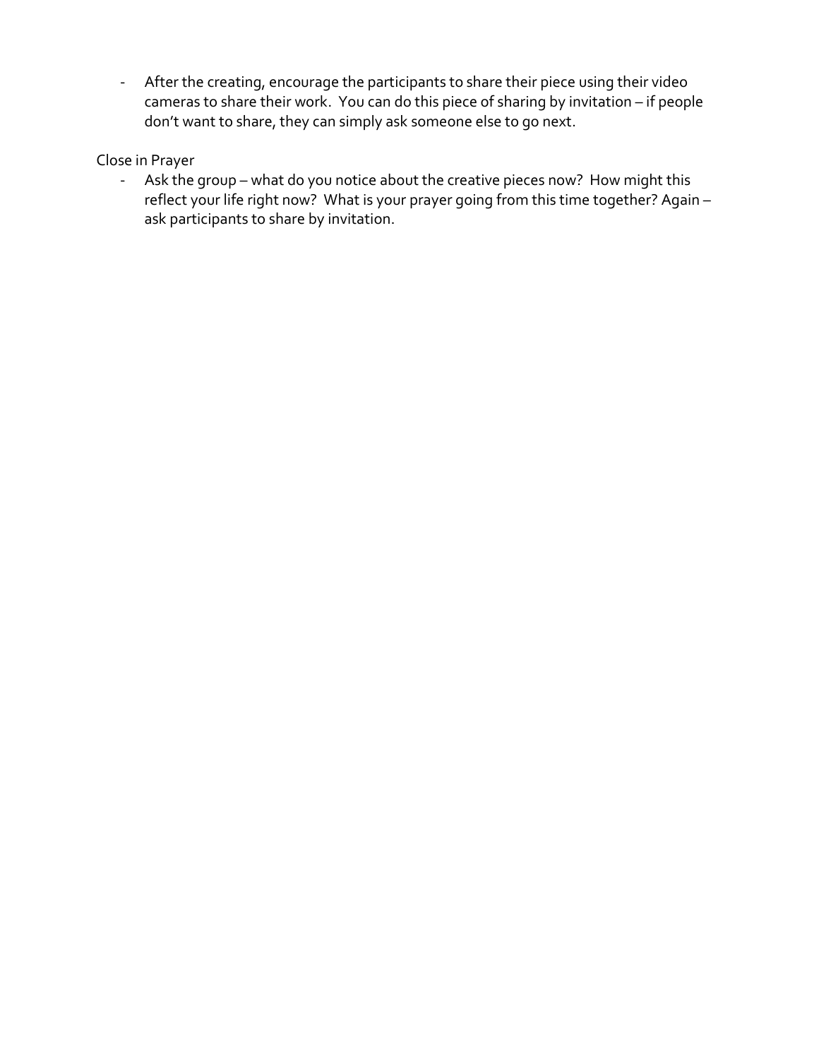- After the creating, encourage the participants to share their piece using their video cameras to share their work. You can do this piece of sharing by invitation – if people don't want to share, they can simply ask someone else to go next.

Close in Prayer

- Ask the group – what do you notice about the creative pieces now? How might this reflect your life right now? What is your prayer going from this time together? Again – ask participants to share by invitation.